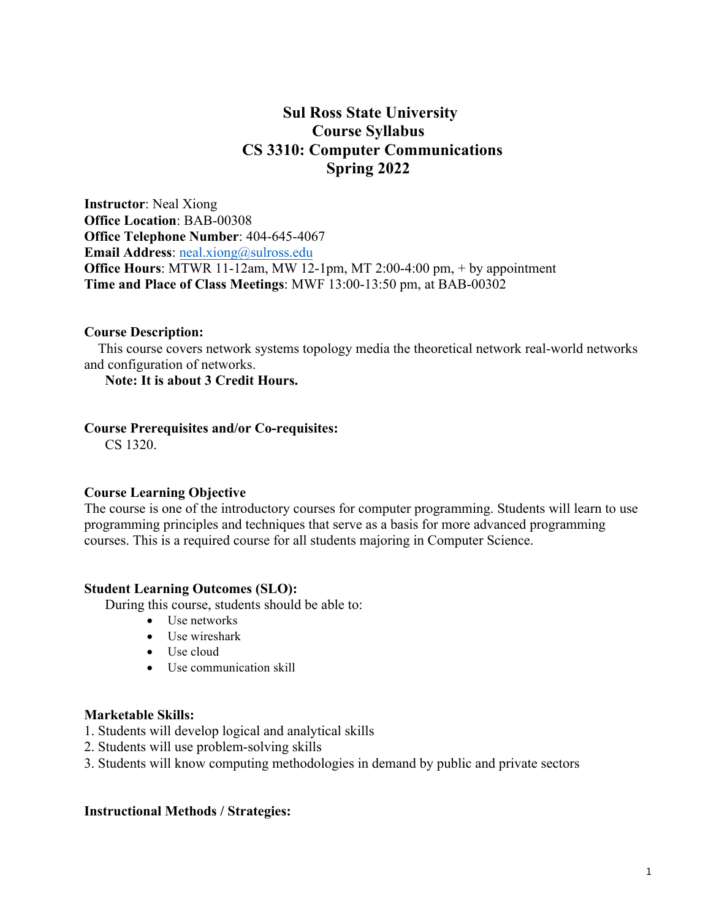# Sul Ross State University
# Course Syllabus
# CS 3310: Computer Communications
# Spring 2022

**Instructor**: Neal Xiong
**Office Location**: BAB-00308
**Office Telephone Number**: 404-645-4067
**Email Address**: neal.xiong@sulross.edu
**Office Hours**: MTWR 11-12am, MW 12-1pm, MT 2:00-4:00 pm, + by appointment
**Time and Place of Class Meetings**: MWF 13:00-13:50 pm, at BAB-00302

**Course Description:**

This course covers network systems topology media the theoretical network real-world networks and configuration of networks.

**Note: It is about 3 Credit Hours.**

**Course Prerequisites and/or Co-requisites:**

CS 1320.

**Course Learning Objective**

The course is one of the introductory courses for computer programming. Students will learn to use programming principles and techniques that serve as a basis for more advanced programming courses. This is a required course for all students majoring in Computer Science.

**Student Learning Outcomes (SLO):**

During this course, students should be able to:

- Use networks
- Use wireshark
- Use cloud
- Use communication skill

**Marketable Skills:**

1. Students will develop logical and analytical skills
2. Students will use problem-solving skills
3. Students will know computing methodologies in demand by public and private sectors

**Instructional Methods / Strategies:**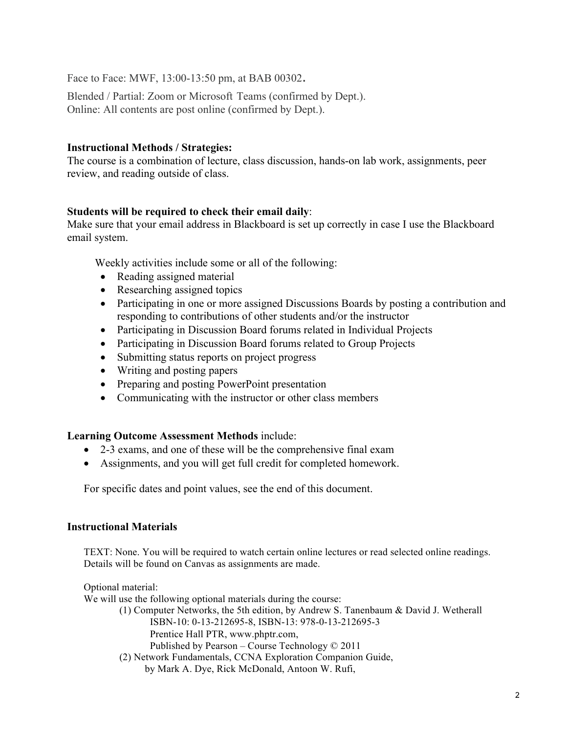Face to Face: MWF, 13:00-13:50 pm, at BAB 00302.

Blended / Partial: Zoom or Microsoft Teams (confirmed by Dept.).
Online: All contents are post online (confirmed by Dept.).

**Instructional Methods / Strategies:**
The course is a combination of lecture, class discussion, hands-on lab work, assignments, peer review, and reading outside of class.

**Students will be required to check their email daily**:
Make sure that your email address in Blackboard is set up correctly in case I use the Blackboard email system.

Weekly activities include some or all of the following:

- Reading assigned material
- Researching assigned topics
- Participating in one or more assigned Discussions Boards by posting a contribution and responding to contributions of other students and/or the instructor
- Participating in Discussion Board forums related in Individual Projects
- Participating in Discussion Board forums related to Group Projects
- Submitting status reports on project progress
- Writing and posting papers
- Preparing and posting PowerPoint presentation
- Communicating with the instructor or other class members

**Learning Outcome Assessment Methods** include:

- 2-3 exams, and one of these will be the comprehensive final exam
- Assignments, and you will get full credit for completed homework.

For specific dates and point values, see the end of this document.

**Instructional Materials**

TEXT: None. You will be required to watch certain online lectures or read selected online readings. Details will be found on Canvas as assignments are made.

Optional material:
We will use the following optional materials during the course:

(1) Computer Networks, the 5th edition, by Andrew S. Tanenbaum & David J. Wetherall
ISBN-10: 0-13-212695-8, ISBN-13: 978-0-13-212695-3
Prentice Hall PTR, www.phptr.com,
Published by Pearson – Course Technology © 2011

(2) Network Fundamentals, CCNA Exploration Companion Guide,
by Mark A. Dye, Rick McDonald, Antoon W. Rufi,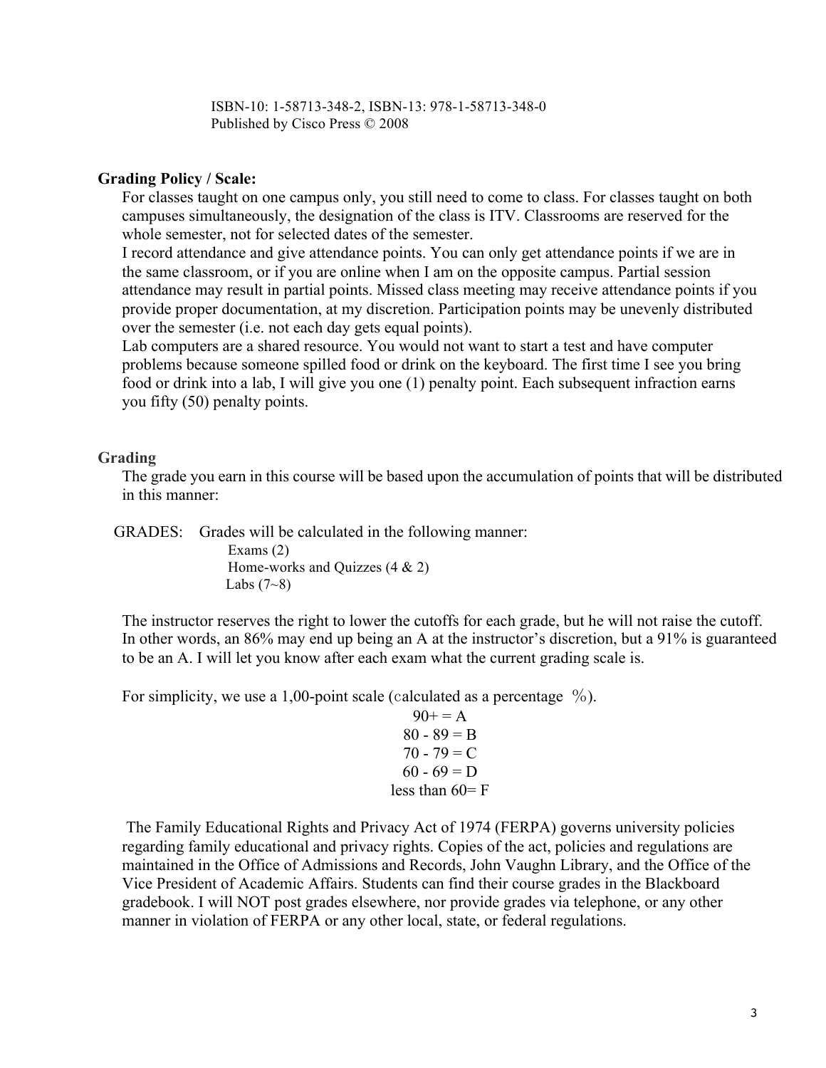ISBN-10: 1-58713-348-2, ISBN-13: 978-1-58713-348-0
Published by Cisco Press © 2008

**Grading Policy / Scale:**

For classes taught on one campus only, you still need to come to class. For classes taught on both campuses simultaneously, the designation of the class is ITV. Classrooms are reserved for the whole semester, not for selected dates of the semester.

I record attendance and give attendance points. You can only get attendance points if we are in the same classroom, or if you are online when I am on the opposite campus. Partial session attendance may result in partial points. Missed class meeting may receive attendance points if you provide proper documentation, at my discretion. Participation points may be unevenly distributed over the semester (i.e. not each day gets equal points).

Lab computers are a shared resource. You would not want to start a test and have computer problems because someone spilled food or drink on the keyboard. The first time I see you bring food or drink into a lab, I will give you one (1) penalty point. Each subsequent infraction earns you fifty (50) penalty points.

**Grading**

The grade you earn in this course will be based upon the accumulation of points that will be distributed in this manner:

GRADES: Grades will be calculated in the following manner:

- Exams (2)
- Home-works and Quizzes (4 & 2)
- Labs (7~8)

The instructor reserves the right to lower the cutoffs for each grade, but he will not raise the cutoff. In other words, an 86% may end up being an A at the instructor's discretion, but a 91% is guaranteed to be an A. I will let you know after each exam what the current grading scale is.

For simplicity, we use a 1,00-point scale (calculated as a percentage %).

90+ = A
80 - 89 = B
70 - 79 = C
60 - 69 = D
less than 60= F

The Family Educational Rights and Privacy Act of 1974 (FERPA) governs university policies regarding family educational and privacy rights. Copies of the act, policies and regulations are maintained in the Office of Admissions and Records, John Vaughn Library, and the Office of the Vice President of Academic Affairs. Students can find their course grades in the Blackboard gradebook. I will NOT post grades elsewhere, nor provide grades via telephone, or any other manner in violation of FERPA or any other local, state, or federal regulations.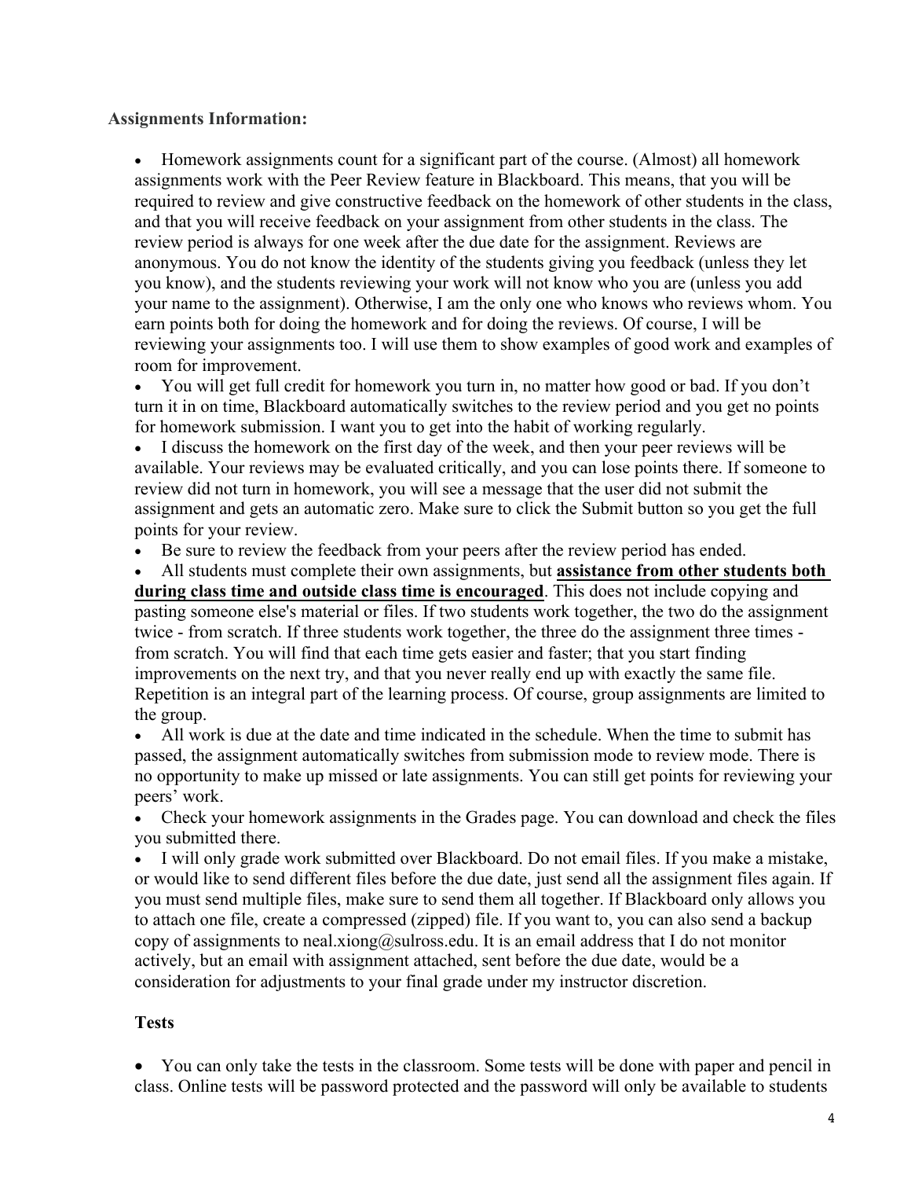**Assignments Information:**

- Homework assignments count for a significant part of the course. (Almost) all homework assignments work with the Peer Review feature in Blackboard. This means, that you will be required to review and give constructive feedback on the homework of other students in the class, and that you will receive feedback on your assignment from other students in the class. The review period is always for one week after the due date for the assignment. Reviews are anonymous. You do not know the identity of the students giving you feedback (unless they let you know), and the students reviewing your work will not know who you are (unless you add your name to the assignment). Otherwise, I am the only one who knows who reviews whom. You earn points both for doing the homework and for doing the reviews. Of course, I will be reviewing your assignments too. I will use them to show examples of good work and examples of room for improvement.
- You will get full credit for homework you turn in, no matter how good or bad. If you don't turn it in on time, Blackboard automatically switches to the review period and you get no points for homework submission. I want you to get into the habit of working regularly.
- I discuss the homework on the first day of the week, and then your peer reviews will be available. Your reviews may be evaluated critically, and you can lose points there. If someone to review did not turn in homework, you will see a message that the user did not submit the assignment and gets an automatic zero. Make sure to click the Submit button so you get the full points for your review.
- Be sure to review the feedback from your peers after the review period has ended.
- All students must complete their own assignments, but <u>**assistance from other students both during class time and outside class time is encouraged**</u>. This does not include copying and pasting someone else's material or files. If two students work together, the two do the assignment twice - from scratch. If three students work together, the three do the assignment three times - from scratch. You will find that each time gets easier and faster; that you start finding improvements on the next try, and that you never really end up with exactly the same file. Repetition is an integral part of the learning process. Of course, group assignments are limited to the group.
- All work is due at the date and time indicated in the schedule. When the time to submit has passed, the assignment automatically switches from submission mode to review mode. There is no opportunity to make up missed or late assignments. You can still get points for reviewing your peers' work.
- Check your homework assignments in the Grades page. You can download and check the files you submitted there.
- I will only grade work submitted over Blackboard. Do not email files. If you make a mistake, or would like to send different files before the due date, just send all the assignment files again. If you must send multiple files, make sure to send them all together. If Blackboard only allows you to attach one file, create a compressed (zipped) file. If you want to, you can also send a backup copy of assignments to neal.xiong@sulross.edu. It is an email address that I do not monitor actively, but an email with assignment attached, sent before the due date, would be a consideration for adjustments to your final grade under my instructor discretion.

**Tests**

- You can only take the tests in the classroom. Some tests will be done with paper and pencil in class. Online tests will be password protected and the password will only be available to students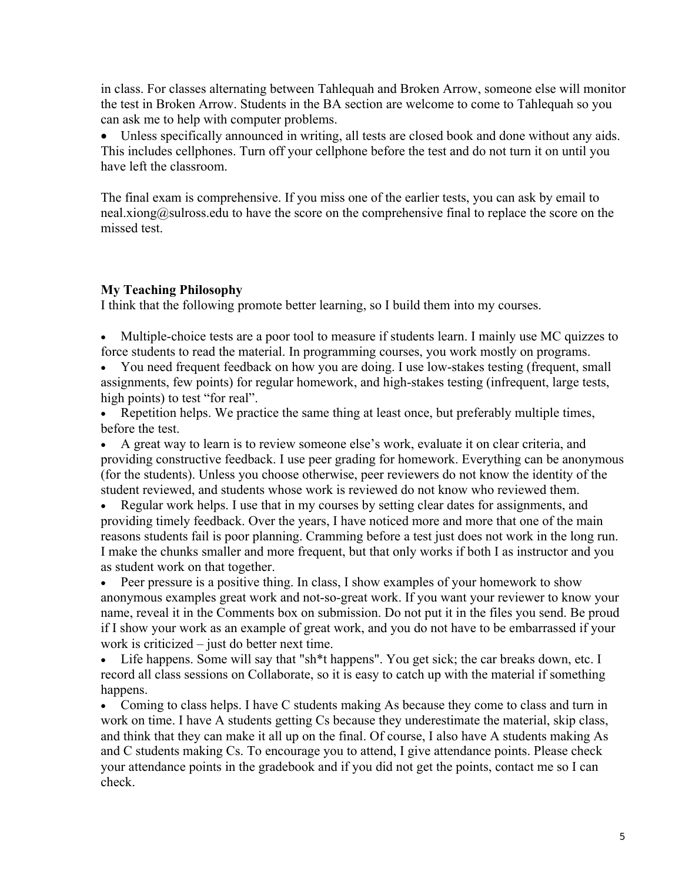in class. For classes alternating between Tahlequah and Broken Arrow, someone else will monitor the test in Broken Arrow. Students in the BA section are welcome to come to Tahlequah so you can ask me to help with computer problems.

- Unless specifically announced in writing, all tests are closed book and done without any aids. This includes cellphones. Turn off your cellphone before the test and do not turn it on until you have left the classroom.

The final exam is comprehensive. If you miss one of the earlier tests, you can ask by email to neal.xiong@sulross.edu to have the score on the comprehensive final to replace the score on the missed test.

**My Teaching Philosophy**

I think that the following promote better learning, so I build them into my courses.

- Multiple-choice tests are a poor tool to measure if students learn. I mainly use MC quizzes to force students to read the material. In programming courses, you work mostly on programs.
- You need frequent feedback on how you are doing. I use low-stakes testing (frequent, small assignments, few points) for regular homework, and high-stakes testing (infrequent, large tests, high points) to test "for real".
- Repetition helps. We practice the same thing at least once, but preferably multiple times, before the test.
- A great way to learn is to review someone else's work, evaluate it on clear criteria, and providing constructive feedback. I use peer grading for homework. Everything can be anonymous (for the students). Unless you choose otherwise, peer reviewers do not know the identity of the student reviewed, and students whose work is reviewed do not know who reviewed them.
- Regular work helps. I use that in my courses by setting clear dates for assignments, and providing timely feedback. Over the years, I have noticed more and more that one of the main reasons students fail is poor planning. Cramming before a test just does not work in the long run. I make the chunks smaller and more frequent, but that only works if both I as instructor and you as student work on that together.
- Peer pressure is a positive thing. In class, I show examples of your homework to show anonymous examples great work and not-so-great work. If you want your reviewer to know your name, reveal it in the Comments box on submission. Do not put it in the files you send. Be proud if I show your work as an example of great work, and you do not have to be embarrassed if your work is criticized – just do better next time.
- Life happens. Some will say that "sh*t happens". You get sick; the car breaks down, etc. I record all class sessions on Collaborate, so it is easy to catch up with the material if something happens.
- Coming to class helps. I have C students making As because they come to class and turn in work on time. I have A students getting Cs because they underestimate the material, skip class, and think that they can make it all up on the final. Of course, I also have A students making As and C students making Cs. To encourage you to attend, I give attendance points. Please check your attendance points in the gradebook and if you did not get the points, contact me so I can check.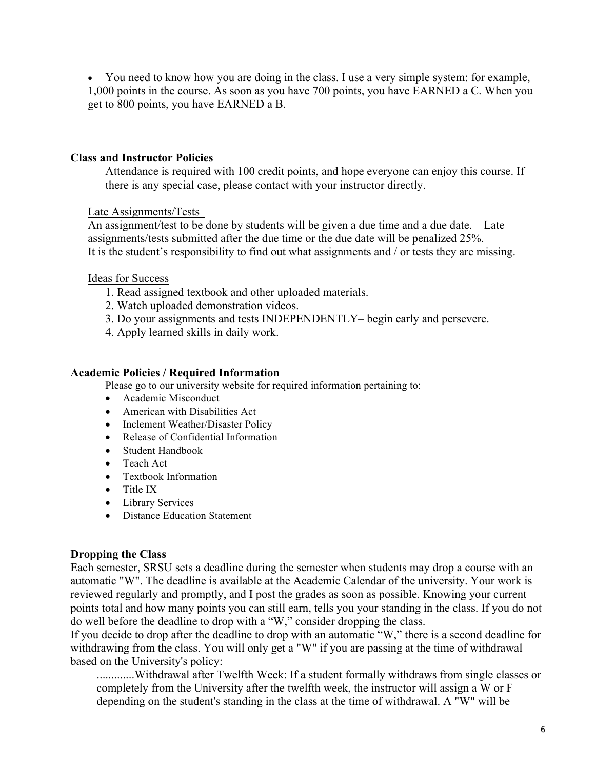- You need to know how you are doing in the class. I use a very simple system: for example, 1,000 points in the course. As soon as you have 700 points, you have EARNED a C. When you get to 800 points, you have EARNED a B.

**Class and Instructor Policies**

Attendance is required with 100 credit points, and hope everyone can enjoy this course. If there is any special case, please contact with your instructor directly.

Late Assignments/Tests

An assignment/test to be done by students will be given a due time and a due date. Late assignments/tests submitted after the due time or the due date will be penalized 25%. It is the student's responsibility to find out what assignments and / or tests they are missing.

Ideas for Success

1. Read assigned textbook and other uploaded materials.
2. Watch uploaded demonstration videos.
3. Do your assignments and tests INDEPENDENTLY– begin early and persevere.
4. Apply learned skills in daily work.

**Academic Policies / Required Information**

Please go to our university website for required information pertaining to:

- Academic Misconduct
- American with Disabilities Act
- Inclement Weather/Disaster Policy
- Release of Confidential Information
- Student Handbook
- Teach Act
- Textbook Information
- Title IX
- Library Services
- Distance Education Statement

**Dropping the Class**

Each semester, SRSU sets a deadline during the semester when students may drop a course with an automatic "W". The deadline is available at the Academic Calendar of the university. Your work is reviewed regularly and promptly, and I post the grades as soon as possible. Knowing your current points total and how many points you can still earn, tells you your standing in the class. If you do not do well before the deadline to drop with a "W," consider dropping the class.

If you decide to drop after the deadline to drop with an automatic "W," there is a second deadline for withdrawing from the class. You will only get a "W" if you are passing at the time of withdrawal based on the University's policy:

............Withdrawal after Twelfth Week: If a student formally withdraws from single classes or completely from the University after the twelfth week, the instructor will assign a W or F depending on the student's standing in the class at the time of withdrawal. A "W" will be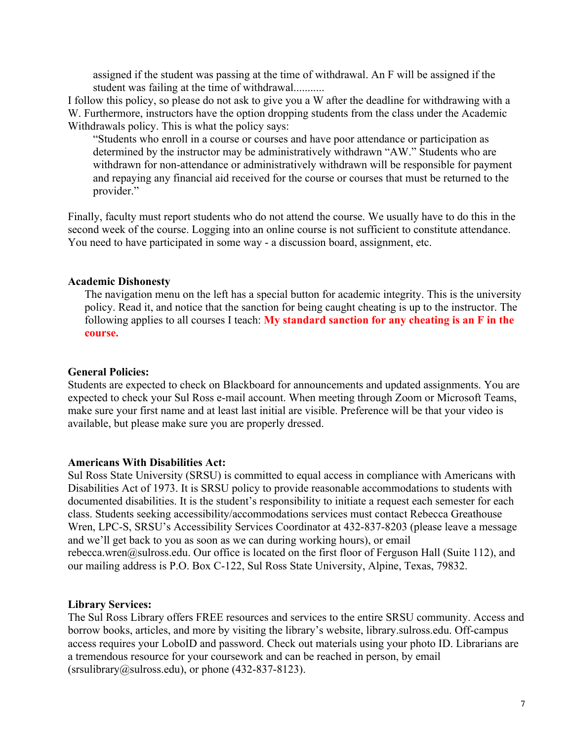> assigned if the student was passing at the time of withdrawal. An F will be assigned if the student was failing at the time of withdrawal...........

I follow this policy, so please do not ask to give you a W after the deadline for withdrawing with a W. Furthermore, instructors have the option dropping students from the class under the Academic Withdrawals policy. This is what the policy says:

> "Students who enroll in a course or courses and have poor attendance or participation as determined by the instructor may be administratively withdrawn "AW." Students who are withdrawn for non-attendance or administratively withdrawn will be responsible for payment and repaying any financial aid received for the course or courses that must be returned to the provider."

Finally, faculty must report students who do not attend the course. We usually have to do this in the second week of the course. Logging into an online course is not sufficient to constitute attendance. You need to have participated in some way - a discussion board, assignment, etc.

**Academic Dishonesty**

The navigation menu on the left has a special button for academic integrity. This is the university policy. Read it, and notice that the sanction for being caught cheating is up to the instructor. The following applies to all courses I teach: **My standard sanction for any cheating is an F in the course.**

**General Policies:**

Students are expected to check on Blackboard for announcements and updated assignments. You are expected to check your Sul Ross e-mail account. When meeting through Zoom or Microsoft Teams, make sure your first name and at least last initial are visible. Preference will be that your video is available, but please make sure you are properly dressed.

**Americans With Disabilities Act:**

Sul Ross State University (SRSU) is committed to equal access in compliance with Americans with Disabilities Act of 1973. It is SRSU policy to provide reasonable accommodations to students with documented disabilities. It is the student's responsibility to initiate a request each semester for each class. Students seeking accessibility/accommodations services must contact Rebecca Greathouse Wren, LPC-S, SRSU's Accessibility Services Coordinator at 432-837-8203 (please leave a message and we'll get back to you as soon as we can during working hours), or email rebecca.wren@sulross.edu. Our office is located on the first floor of Ferguson Hall (Suite 112), and our mailing address is P.O. Box C-122, Sul Ross State University, Alpine, Texas, 79832.

**Library Services:**

The Sul Ross Library offers FREE resources and services to the entire SRSU community. Access and borrow books, articles, and more by visiting the library's website, library.sulross.edu. Off-campus access requires your LoboID and password. Check out materials using your photo ID. Librarians are a tremendous resource for your coursework and can be reached in person, by email (srsulibrary@sulross.edu), or phone (432-837-8123).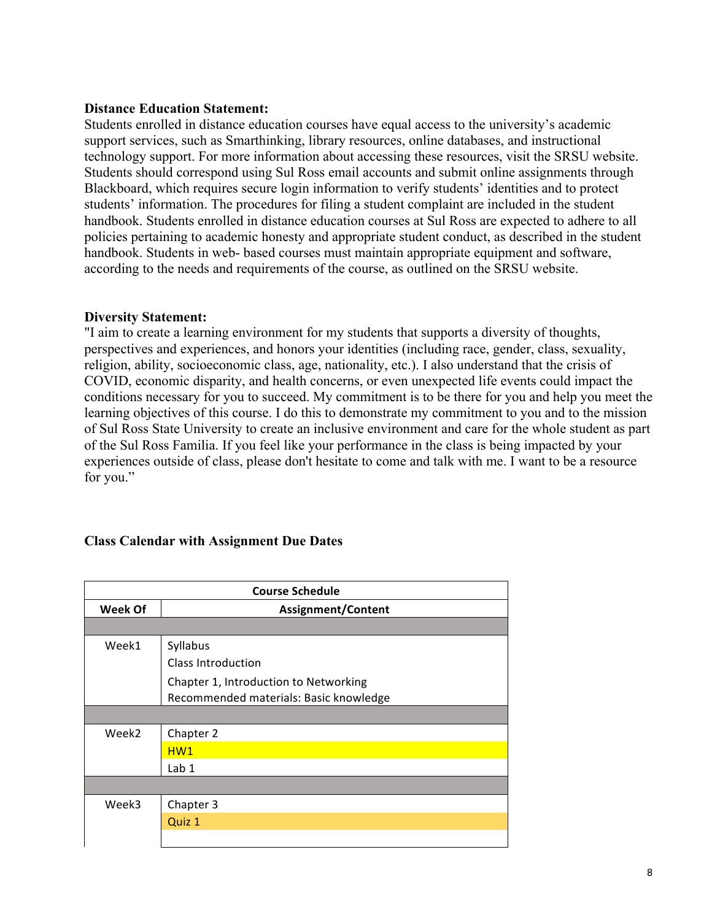**Distance Education Statement:**

Students enrolled in distance education courses have equal access to the university's academic support services, such as Smarthinking, library resources, online databases, and instructional technology support. For more information about accessing these resources, visit the SRSU website. Students should correspond using Sul Ross email accounts and submit online assignments through Blackboard, which requires secure login information to verify students' identities and to protect students' information. The procedures for filing a student complaint are included in the student handbook. Students enrolled in distance education courses at Sul Ross are expected to adhere to all policies pertaining to academic honesty and appropriate student conduct, as described in the student handbook. Students in web- based courses must maintain appropriate equipment and software, according to the needs and requirements of the course, as outlined on the SRSU website.

**Diversity Statement:**

"I aim to create a learning environment for my students that supports a diversity of thoughts, perspectives and experiences, and honors your identities (including race, gender, class, sexuality, religion, ability, socioeconomic class, age, nationality, etc.). I also understand that the crisis of COVID, economic disparity, and health concerns, or even unexpected life events could impact the conditions necessary for you to succeed. My commitment is to be there for you and help you meet the learning objectives of this course. I do this to demonstrate my commitment to you and to the mission of Sul Ross State University to create an inclusive environment and care for the whole student as part of the Sul Ross Familia. If you feel like your performance in the class is being impacted by your experiences outside of class, please don't hesitate to come and talk with me. I want to be a resource for you."

**Class Calendar with Assignment Due Dates**

| Course Schedule | |
|---|---|
| **Week Of** | **Assignment/Content** |
| | |
| Week1 | Syllabus |
| | Class Introduction |
| | Chapter 1, Introduction to Networking |
| | Recommended materials: Basic knowledge |
| | |
| Week2 | Chapter 2 |
| | HW1 |
| | Lab 1 |
| | |
| Week3 | Chapter 3 |
| | Quiz 1 |
| | |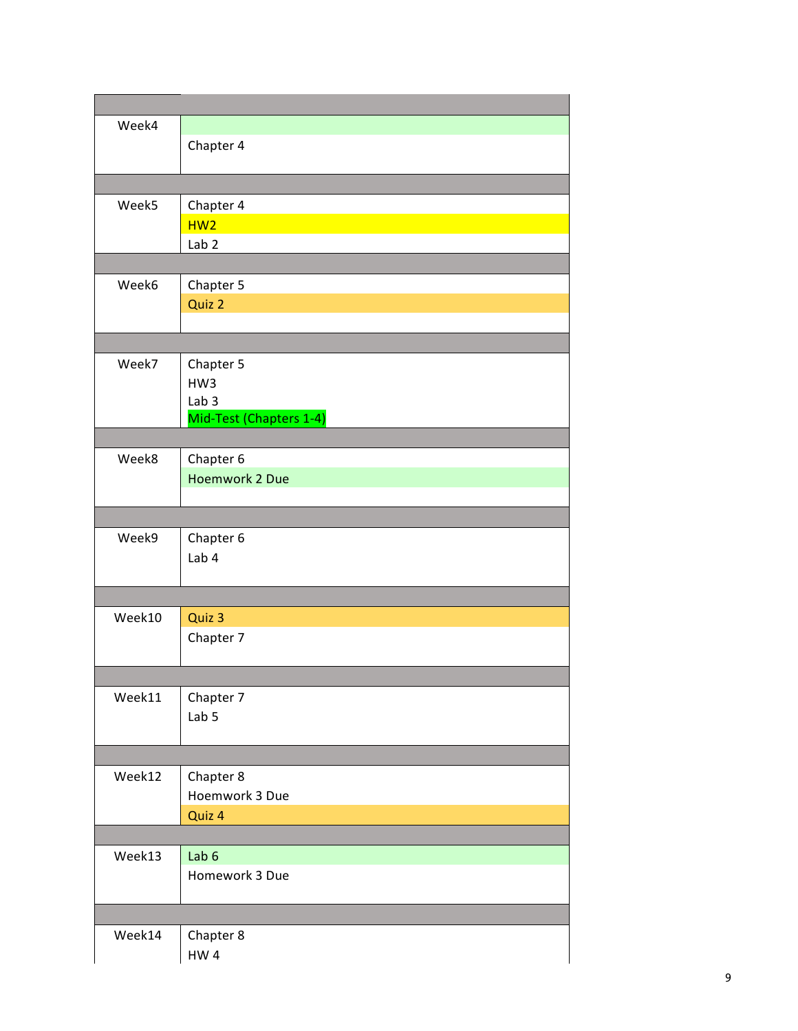| | |
|---|---|
| Week4 | Chapter 4 |
| Week5 | Chapter 4<br>HW2<br>Lab 2 |
| Week6 | Chapter 5<br>Quiz 2 |
| Week7 | Chapter 5<br>HW3<br>Lab 3<br>Mid-Test (Chapters 1-4) |
| Week8 | Chapter 6<br>Hoemwork 2 Due |
| Week9 | Chapter 6<br>Lab 4 |
| Week10 | Quiz 3<br>Chapter 7 |
| Week11 | Chapter 7<br>Lab 5 |
| Week12 | Chapter 8<br>Hoemwork 3 Due<br>Quiz 4 |
| Week13 | Lab 6<br>Homework 3 Due |
| Week14 | Chapter 8<br>HW 4 |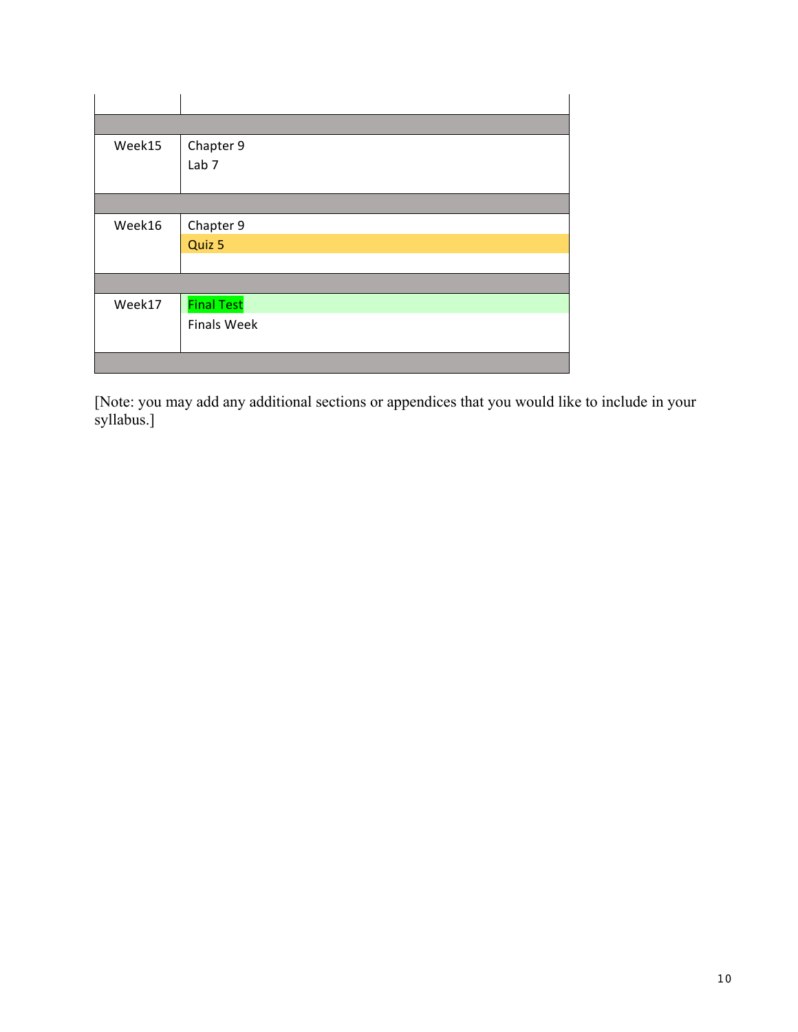| | |
|---|---|
| | |
| Week15 | Chapter 9<br>Lab 7 |
| Week16 | Chapter 9<br>Quiz 5 |
| Week17 | Final Test<br>Finals Week |

[Note: you may add any additional sections or appendices that you would like to include in your syllabus.]